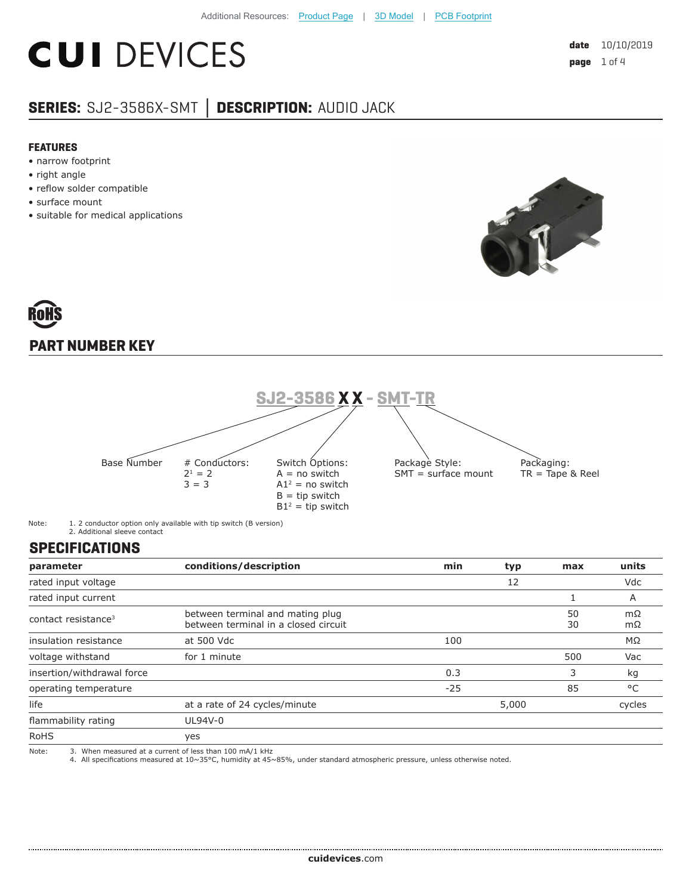Additional Resources: Product Page | 3D Model | PCB Footprint

# CUI DEVICES

**date** 10/10/2019

## SERIES: SJ2-3586X-SMT | DESCRIPTION: AUDIO JACK

### FEATURES

- narrow footprint
- right angle
- reflow solder compatible
- surface mount
- suitable for medical applications

RoHS

## PART NUMBER KEY

**SJ2-3586 X X - SMT-TR**

Base Number

# Conductors:
2[1] = 2
3 = 3

Switch Options:
A = no switch
A1[2] = no switch
B = tip switch
B1[2] = tip switch

Package Style:
SMT = surface mount

Packaging:
TR = Tape & Reel

Note: 1. 2 conductor option only available with tip switch (B version)
2. Additional sleeve contact

## SPECIFICATIONS

| parameter | conditions/description | min | typ | max | units |
|---|---|---|---|---|---|
| rated input voltage | | | 12 | | Vdc |
| rated input current | | | | 1 | A |
| contact resistance[3] | between terminal and mating plug<br>between terminal in a closed circuit | | | 50<br>30 | mΩ<br>mΩ |
| insulation resistance | at 500 Vdc | 100 | | | MΩ |
| voltage withstand | for 1 minute | | | 500 | Vac |
| insertion/withdrawal force | | 0.3 | | 3 | kg |
| operating temperature | | -25 | | 85 | °C |
| life | at a rate of 24 cycles/minute | | 5,000 | | cycles |
| flammability rating | UL94V-0 | | | | |
| RoHS | yes | | | | |

Note: 3. When measured at a current of less than 100 mA/1 kHz
4. All specifications measured at 10~35°C, humidity at 45~85%, under standard atmospheric pressure, unless otherwise noted.

cuidevices.com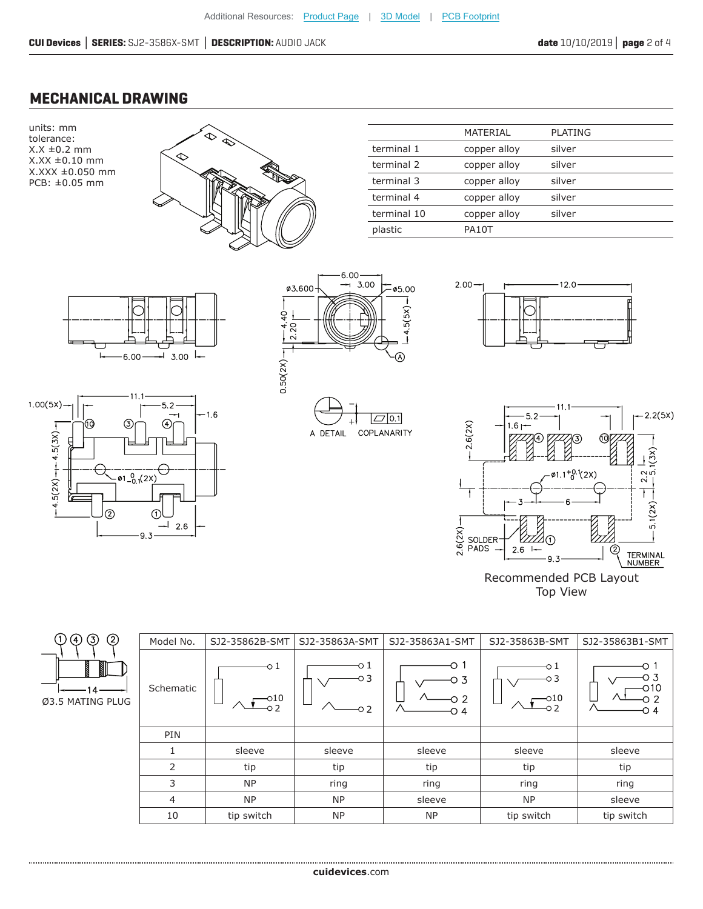## MECHANICAL DRAWING

units: mm
tolerance:
X.X ±0.2 mm
X.XX ±0.10 mm
X.XXX ±0.050 mm
PCB: ±0.05 mm

| | MATERIAL | PLATING |
|---|---|---|
| terminal 1 | copper alloy | silver |
| terminal 2 | copper alloy | silver |
| terminal 3 | copper alloy | silver |
| terminal 4 | copper alloy | silver |
| terminal 10 | copper alloy | silver |
| plastic | PA10T | |

Recommended PCB Layout
Top View

Ø3.5 MATING PLUG

| Model No. | SJ2-35862B-SMT | SJ2-35863A-SMT | SJ2-35863A1-SMT | SJ2-35863B-SMT | SJ2-35863B1-SMT |
|---|---|---|---|---|---|
| Schematic | | | | | |
| PIN | | | | | |
| 1 | sleeve | sleeve | sleeve | sleeve | sleeve |
| 2 | tip | tip | tip | tip | tip |
| 3 | NP | ring | ring | ring | ring |
| 4 | NP | NP | sleeve | NP | sleeve |
| 10 | tip switch | NP | NP | tip switch | tip switch |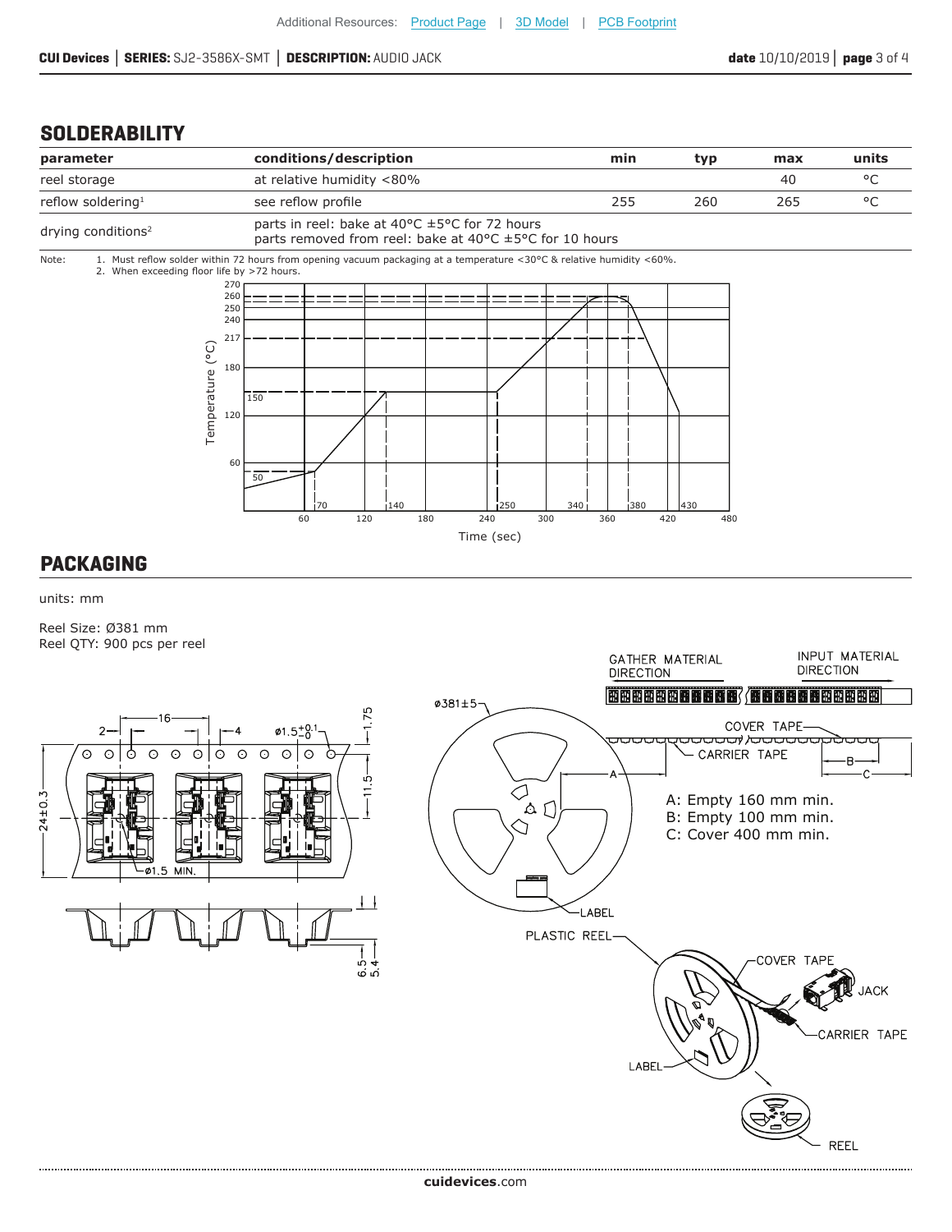## SOLDERABILITY

| parameter | conditions/description | min | typ | max | units |
|---|---|---|---|---|---|
| reel storage | at relative humidity <80% | | | 40 | °C |
| reflow soldering[1] | see reflow profile | 255 | 260 | 265 | °C |
| drying conditions[2] | parts in reel: bake at 40°C ±5°C for 72 hours<br>parts removed from reel: bake at 40°C ±5°C for 10 hours | | | | |

Note:
1. Must reflow solder within 72 hours from opening vacuum packaging at a temperature <30°C & relative humidity <60%.
2. When exceeding floor life by >72 hours.

## PACKAGING

units: mm

Reel Size: Ø381 mm
Reel QTY: 900 pcs per reel

A: Empty 160 mm min.
B: Empty 100 mm min.
C: Cover 400 mm min.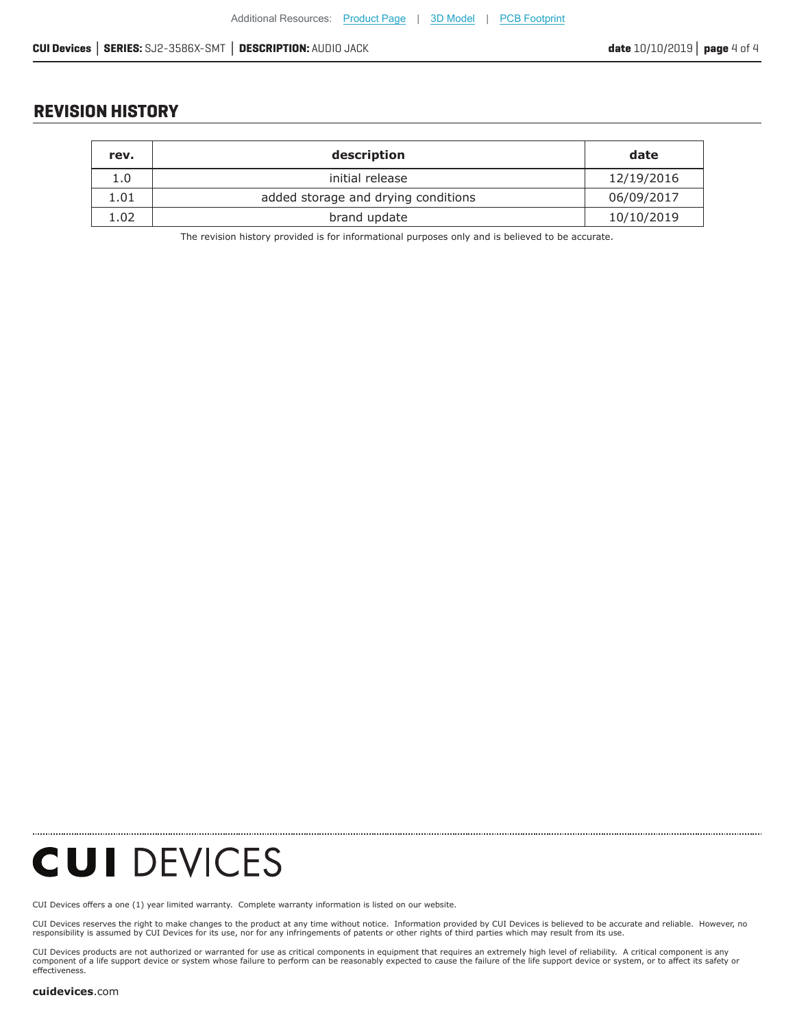## REVISION HISTORY

| rev. | description | date |
|---|---|---|
| 1.0 | initial release | 12/19/2016 |
| 1.01 | added storage and drying conditions | 06/09/2017 |
| 1.02 | brand update | 10/10/2019 |

The revision history provided is for informational purposes only and is believed to be accurate.

**CUI DEVICES**

CUI Devices offers a one (1) year limited warranty. Complete warranty information is listed on our website.

CUI Devices reserves the right to make changes to the product at any time without notice. Information provided by CUI Devices is believed to be accurate and reliable. However, no responsibility is assumed by CUI Devices for its use, nor for any infringements of patents or other rights of third parties which may result from its use.

CUI Devices products are not authorized or warranted for use as critical components in equipment that requires an extremely high level of reliability. A critical component is any component of a life support device or system whose failure to perform can be reasonably expected to cause the failure of the life support device or system, or to affect its safety or effectiveness.

**cuidevices**.com